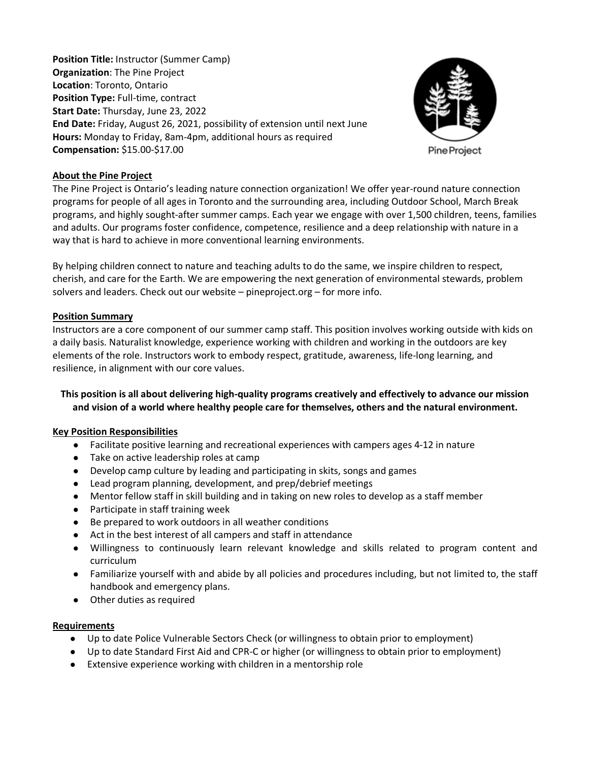**Position Title:** Instructor (Summer Camp)
**Organization**: The Pine Project
**Location**: Toronto, Ontario
**Position Type:** Full-time, contract
**Start Date:** Thursday, June 23, 2022
**End Date:** Friday, August 26, 2021, possibility of extension until next June
**Hours:** Monday to Friday, 8am-4pm, additional hours as required
**Compensation:** $15.00-$17.00

Pine Project

## About the Pine Project

The Pine Project is Ontario's leading nature connection organization! We offer year-round nature connection programs for people of all ages in Toronto and the surrounding area, including Outdoor School, March Break programs, and highly sought-after summer camps. Each year we engage with over 1,500 children, teens, families and adults. Our programs foster confidence, competence, resilience and a deep relationship with nature in a way that is hard to achieve in more conventional learning environments.

By helping children connect to nature and teaching adults to do the same, we inspire children to respect, cherish, and care for the Earth. We are empowering the next generation of environmental stewards, problem solvers and leaders. Check out our website – pineproject.org – for more info.

## Position Summary

Instructors are a core component of our summer camp staff. This position involves working outside with kids on a daily basis. Naturalist knowledge, experience working with children and working in the outdoors are key elements of the role. Instructors work to embody respect, gratitude, awareness, life-long learning, and resilience, in alignment with our core values.

**This position is all about delivering high-quality programs creatively and effectively to advance our mission and vision of a world where healthy people care for themselves, others and the natural environment.**

## Key Position Responsibilities

- Facilitate positive learning and recreational experiences with campers ages 4-12 in nature
- Take on active leadership roles at camp
- Develop camp culture by leading and participating in skits, songs and games
- Lead program planning, development, and prep/debrief meetings
- Mentor fellow staff in skill building and in taking on new roles to develop as a staff member
- Participate in staff training week
- Be prepared to work outdoors in all weather conditions
- Act in the best interest of all campers and staff in attendance
- Willingness to continuously learn relevant knowledge and skills related to program content and curriculum
- Familiarize yourself with and abide by all policies and procedures including, but not limited to, the staff handbook and emergency plans.
- Other duties as required

## Requirements

- Up to date Police Vulnerable Sectors Check (or willingness to obtain prior to employment)
- Up to date Standard First Aid and CPR-C or higher (or willingness to obtain prior to employment)
- Extensive experience working with children in a mentorship role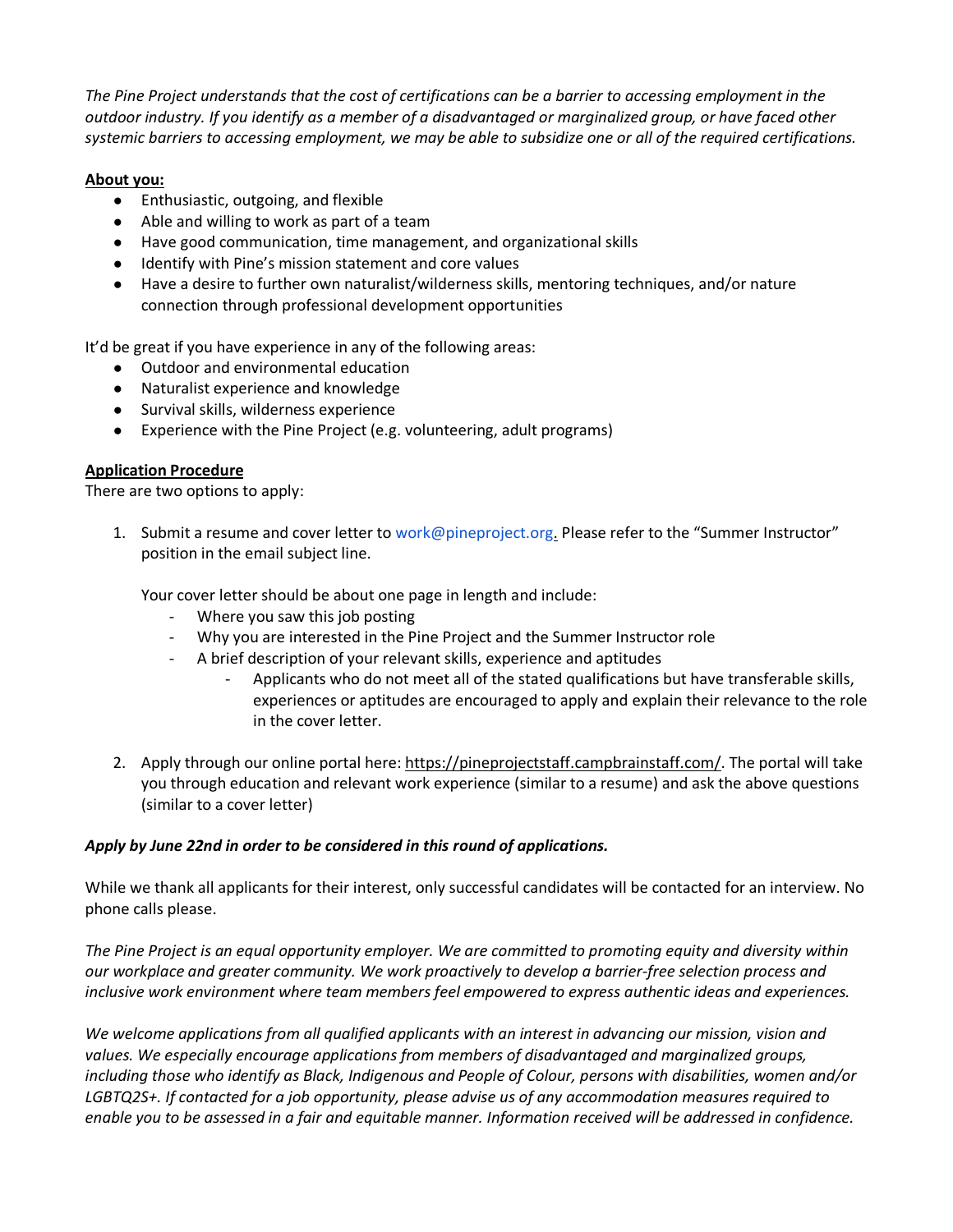*The Pine Project understands that the cost of certifications can be a barrier to accessing employment in the outdoor industry. If you identify as a member of a disadvantaged or marginalized group, or have faced other systemic barriers to accessing employment, we may be able to subsidize one or all of the required certifications.*

**About you:**

- Enthusiastic, outgoing, and flexible
- Able and willing to work as part of a team
- Have good communication, time management, and organizational skills
- Identify with Pine's mission statement and core values
- Have a desire to further own naturalist/wilderness skills, mentoring techniques, and/or nature connection through professional development opportunities

It'd be great if you have experience in any of the following areas:

- Outdoor and environmental education
- Naturalist experience and knowledge
- Survival skills, wilderness experience
- Experience with the Pine Project (e.g. volunteering, adult programs)

**Application Procedure**

There are two options to apply:

1. Submit a resume and cover letter to work@pineproject.org. Please refer to the "Summer Instructor" position in the email subject line.

   Your cover letter should be about one page in length and include:
   - Where you saw this job posting
   - Why you are interested in the Pine Project and the Summer Instructor role
   - A brief description of your relevant skills, experience and aptitudes
     - Applicants who do not meet all of the stated qualifications but have transferable skills, experiences or aptitudes are encouraged to apply and explain their relevance to the role in the cover letter.

2. Apply through our online portal here: https://pineprojectstaff.campbrainstaff.com/. The portal will take you through education and relevant work experience (similar to a resume) and ask the above questions (similar to a cover letter)

***Apply by June 22nd in order to be considered in this round of applications.***

While we thank all applicants for their interest, only successful candidates will be contacted for an interview. No phone calls please.

*The Pine Project is an equal opportunity employer. We are committed to promoting equity and diversity within our workplace and greater community. We work proactively to develop a barrier-free selection process and inclusive work environment where team members feel empowered to express authentic ideas and experiences.*

*We welcome applications from all qualified applicants with an interest in advancing our mission, vision and values. We especially encourage applications from members of disadvantaged and marginalized groups, including those who identify as Black, Indigenous and People of Colour, persons with disabilities, women and/or LGBTQ2S+. If contacted for a job opportunity, please advise us of any accommodation measures required to enable you to be assessed in a fair and equitable manner. Information received will be addressed in confidence.*